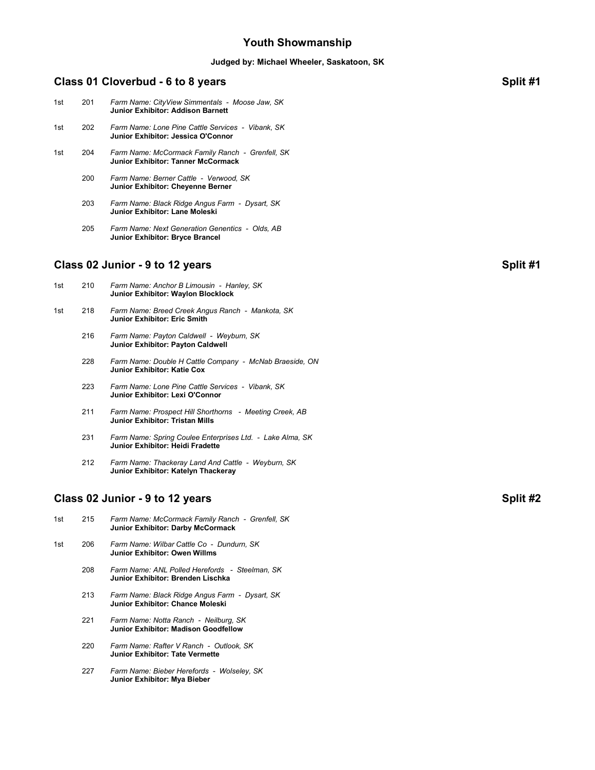# Youth Showmanship

**Judged by: Michael Wheeler, Saskatoon, SK**

## Class 01 Cloverbud - 6 to 8 years — Split #1

| Place | No. | Entry |
|---|---|---|
| 1st | 201 | *Farm Name: CityView Simmentals - Moose Jaw, SK*<br>**Junior Exhibitor: Addison Barnett** |
| 1st | 202 | *Farm Name: Lone Pine Cattle Services - Vibank, SK*<br>**Junior Exhibitor: Jessica O'Connor** |
| 1st | 204 | *Farm Name: McCormack Family Ranch - Grenfell, SK*<br>**Junior Exhibitor: Tanner McCormack** |
| | 200 | *Farm Name: Berner Cattle - Verwood, SK*<br>**Junior Exhibitor: Cheyenne Berner** |
| | 203 | *Farm Name: Black Ridge Angus Farm - Dysart, SK*<br>**Junior Exhibitor: Lane Moleski** |
| | 205 | *Farm Name: Next Generation Genentics - Olds, AB*<br>**Junior Exhibitor: Bryce Brancel** |

## Class 02 Junior - 9 to 12 years — Split #1

| Place | No. | Entry |
|---|---|---|
| 1st | 210 | *Farm Name: Anchor B Limousin - Hanley, SK*<br>**Junior Exhibitor: Waylon Blocklock** |
| 1st | 218 | *Farm Name: Breed Creek Angus Ranch - Mankota, SK*<br>**Junior Exhibitor: Eric Smith** |
| | 216 | *Farm Name: Payton Caldwell - Weyburn, SK*<br>**Junior Exhibitor: Payton Caldwell** |
| | 228 | *Farm Name: Double H Cattle Company - McNab Braeside, ON*<br>**Junior Exhibitor: Katie Cox** |
| | 223 | *Farm Name: Lone Pine Cattle Services - Vibank, SK*<br>**Junior Exhibitor: Lexi O'Connor** |
| | 211 | *Farm Name: Prospect Hill Shorthorns - Meeting Creek, AB*<br>**Junior Exhibitor: Tristan Mills** |
| | 231 | *Farm Name: Spring Coulee Enterprises Ltd. - Lake Alma, SK*<br>**Junior Exhibitor: Heidi Fradette** |
| | 212 | *Farm Name: Thackeray Land And Cattle - Weyburn, SK*<br>**Junior Exhibitor: Katelyn Thackeray** |

## Class 02 Junior - 9 to 12 years — Split #2

| Place | No. | Entry |
|---|---|---|
| 1st | 215 | *Farm Name: McCormack Family Ranch - Grenfell, SK*<br>**Junior Exhibitor: Darby McCormack** |
| 1st | 206 | *Farm Name: Wilbar Cattle Co - Dundurn, SK*<br>**Junior Exhibitor: Owen Willms** |
| | 208 | *Farm Name: ANL Polled Herefords - Steelman, SK*<br>**Junior Exhibitor: Brenden Lischka** |
| | 213 | *Farm Name: Black Ridge Angus Farm - Dysart, SK*<br>**Junior Exhibitor: Chance Moleski** |
| | 221 | *Farm Name: Notta Ranch - Neilburg, SK*<br>**Junior Exhibitor: Madison Goodfellow** |
| | 220 | *Farm Name: Rafter V Ranch - Outlook, SK*<br>**Junior Exhibitor: Tate Vermette** |
| | 227 | *Farm Name: Bieber Herefords - Wolseley, SK*<br>**Junior Exhibitor: Mya Bieber** |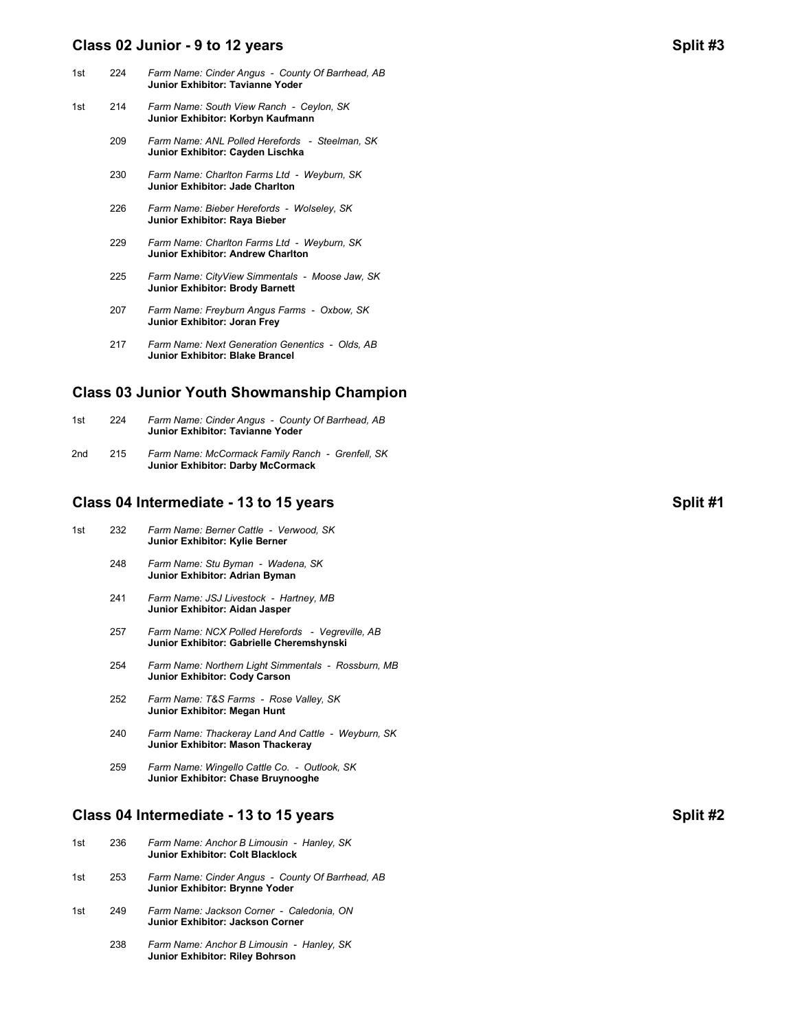## Class 02 Junior - 9 to 12 years — Split #3

| Place | No. | Entry |
|---|---|---|
| 1st | 224 | *Farm Name: Cinder Angus - County Of Barrhead, AB* **Junior Exhibitor: Tavianne Yoder** |
| 1st | 214 | *Farm Name: South View Ranch - Ceylon, SK* **Junior Exhibitor: Korbyn Kaufmann** |
| | 209 | *Farm Name: ANL Polled Herefords - Steelman, SK* **Junior Exhibitor: Cayden Lischka** |
| | 230 | *Farm Name: Charlton Farms Ltd - Weyburn, SK* **Junior Exhibitor: Jade Charlton** |
| | 226 | *Farm Name: Bieber Herefords - Wolseley, SK* **Junior Exhibitor: Raya Bieber** |
| | 229 | *Farm Name: Charlton Farms Ltd - Weyburn, SK* **Junior Exhibitor: Andrew Charlton** |
| | 225 | *Farm Name: CityView Simmentals - Moose Jaw, SK* **Junior Exhibitor: Brody Barnett** |
| | 207 | *Farm Name: Freyburn Angus Farms - Oxbow, SK* **Junior Exhibitor: Joran Frey** |
| | 217 | *Farm Name: Next Generation Genentics - Olds, AB* **Junior Exhibitor: Blake Brancel** |

## Class 03 Junior Youth Showmanship Champion

| Place | No. | Entry |
|---|---|---|
| 1st | 224 | *Farm Name: Cinder Angus - County Of Barrhead, AB* **Junior Exhibitor: Tavianne Yoder** |
| 2nd | 215 | *Farm Name: McCormack Family Ranch - Grenfell, SK* **Junior Exhibitor: Darby McCormack** |

## Class 04 Intermediate - 13 to 15 years — Split #1

| Place | No. | Entry |
|---|---|---|
| 1st | 232 | *Farm Name: Berner Cattle - Verwood, SK* **Junior Exhibitor: Kylie Berner** |
| | 248 | *Farm Name: Stu Byman - Wadena, SK* **Junior Exhibitor: Adrian Byman** |
| | 241 | *Farm Name: JSJ Livestock - Hartney, MB* **Junior Exhibitor: Aidan Jasper** |
| | 257 | *Farm Name: NCX Polled Herefords - Vegreville, AB* **Junior Exhibitor: Gabrielle Cheremshynski** |
| | 254 | *Farm Name: Northern Light Simmentals - Rossburn, MB* **Junior Exhibitor: Cody Carson** |
| | 252 | *Farm Name: T&S Farms - Rose Valley, SK* **Junior Exhibitor: Megan Hunt** |
| | 240 | *Farm Name: Thackeray Land And Cattle - Weyburn, SK* **Junior Exhibitor: Mason Thackeray** |
| | 259 | *Farm Name: Wingello Cattle Co. - Outlook, SK* **Junior Exhibitor: Chase Bruynooghe** |

## Class 04 Intermediate - 13 to 15 years — Split #2

| Place | No. | Entry |
|---|---|---|
| 1st | 236 | *Farm Name: Anchor B Limousin - Hanley, SK* **Junior Exhibitor: Colt Blacklock** |
| 1st | 253 | *Farm Name: Cinder Angus - County Of Barrhead, AB* **Junior Exhibitor: Brynne Yoder** |
| 1st | 249 | *Farm Name: Jackson Corner - Caledonia, ON* **Junior Exhibitor: Jackson Corner** |
| | 238 | *Farm Name: Anchor B Limousin - Hanley, SK* **Junior Exhibitor: Riley Bohrson** |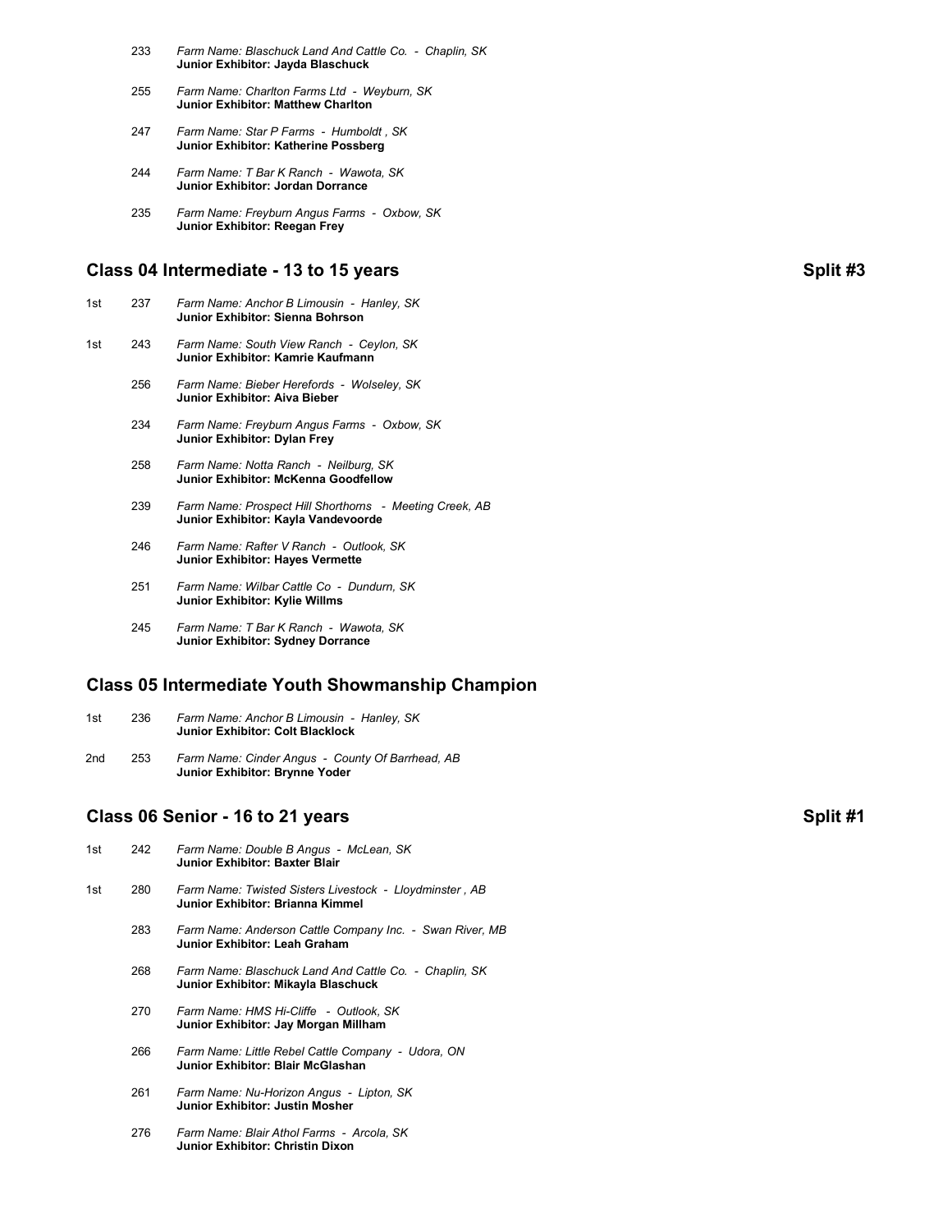| | | |
|---|---|---|
| | 233 | *Farm Name: Blaschuck Land And Cattle Co. - Chaplin, SK*<br>**Junior Exhibitor: Jayda Blaschuck** |
| | 255 | *Farm Name: Charlton Farms Ltd - Weyburn, SK*<br>**Junior Exhibitor: Matthew Charlton** |
| | 247 | *Farm Name: Star P Farms - Humboldt , SK*<br>**Junior Exhibitor: Katherine Possberg** |
| | 244 | *Farm Name: T Bar K Ranch - Wawota, SK*<br>**Junior Exhibitor: Jordan Dorrance** |
| | 235 | *Farm Name: Freyburn Angus Farms - Oxbow, SK*<br>**Junior Exhibitor: Reegan Frey** |

## Class 04 Intermediate - 13 to 15 years — Split #3

| | | |
|---|---|---|
| 1st | 237 | *Farm Name: Anchor B Limousin - Hanley, SK*<br>**Junior Exhibitor: Sienna Bohrson** |
| 1st | 243 | *Farm Name: South View Ranch - Ceylon, SK*<br>**Junior Exhibitor: Kamrie Kaufmann** |
| | 256 | *Farm Name: Bieber Herefords - Wolseley, SK*<br>**Junior Exhibitor: Aiva Bieber** |
| | 234 | *Farm Name: Freyburn Angus Farms - Oxbow, SK*<br>**Junior Exhibitor: Dylan Frey** |
| | 258 | *Farm Name: Notta Ranch - Neilburg, SK*<br>**Junior Exhibitor: McKenna Goodfellow** |
| | 239 | *Farm Name: Prospect Hill Shorthorns - Meeting Creek, AB*<br>**Junior Exhibitor: Kayla Vandevoorde** |
| | 246 | *Farm Name: Rafter V Ranch - Outlook, SK*<br>**Junior Exhibitor: Hayes Vermette** |
| | 251 | *Farm Name: Wilbar Cattle Co - Dundurn, SK*<br>**Junior Exhibitor: Kylie Willms** |
| | 245 | *Farm Name: T Bar K Ranch - Wawota, SK*<br>**Junior Exhibitor: Sydney Dorrance** |

## Class 05 Intermediate Youth Showmanship Champion

| | | |
|---|---|---|
| 1st | 236 | *Farm Name: Anchor B Limousin - Hanley, SK*<br>**Junior Exhibitor: Colt Blacklock** |
| 2nd | 253 | *Farm Name: Cinder Angus - County Of Barrhead, AB*<br>**Junior Exhibitor: Brynne Yoder** |

## Class 06 Senior - 16 to 21 years — Split #1

| | | |
|---|---|---|
| 1st | 242 | *Farm Name: Double B Angus - McLean, SK*<br>**Junior Exhibitor: Baxter Blair** |
| 1st | 280 | *Farm Name: Twisted Sisters Livestock - Lloydminster , AB*<br>**Junior Exhibitor: Brianna Kimmel** |
| | 283 | *Farm Name: Anderson Cattle Company Inc. - Swan River, MB*<br>**Junior Exhibitor: Leah Graham** |
| | 268 | *Farm Name: Blaschuck Land And Cattle Co. - Chaplin, SK*<br>**Junior Exhibitor: Mikayla Blaschuck** |
| | 270 | *Farm Name: HMS Hi-Cliffe - Outlook, SK*<br>**Junior Exhibitor: Jay Morgan Millham** |
| | 266 | *Farm Name: Little Rebel Cattle Company - Udora, ON*<br>**Junior Exhibitor: Blair McGlashan** |
| | 261 | *Farm Name: Nu-Horizon Angus - Lipton, SK*<br>**Junior Exhibitor: Justin Mosher** |
| | 276 | *Farm Name: Blair Athol Farms - Arcola, SK*<br>**Junior Exhibitor: Christin Dixon** |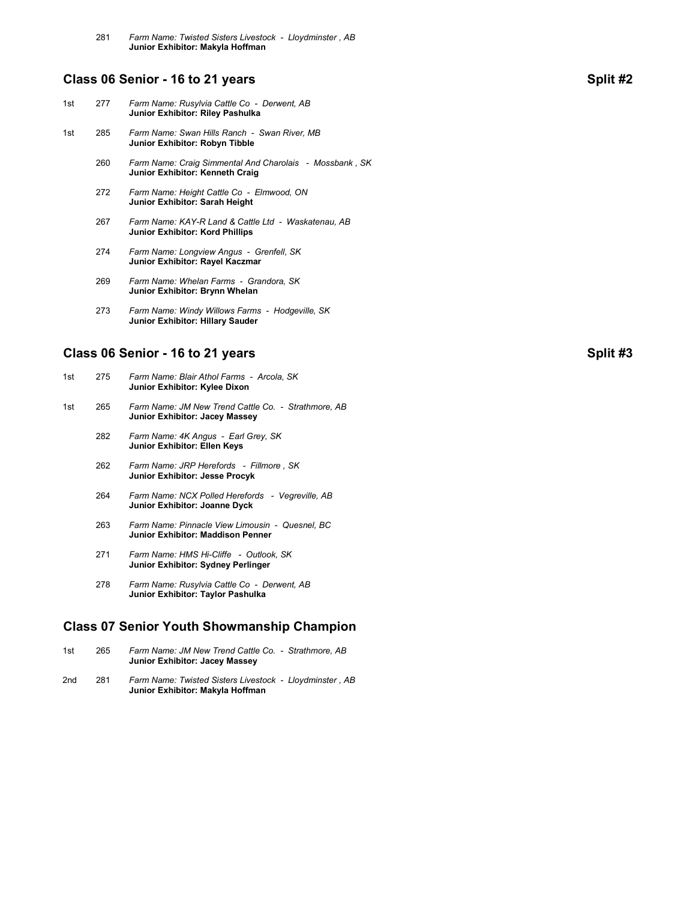281 *Farm Name: Twisted Sisters Livestock - Lloydminster , AB*
**Junior Exhibitor: Makyla Hoffman**

## Class 06 Senior - 16 to 21 years — Split #2

1st 277 *Farm Name: Rusylvia Cattle Co - Derwent, AB*
**Junior Exhibitor: Riley Pashulka**

1st 285 *Farm Name: Swan Hills Ranch - Swan River, MB*
**Junior Exhibitor: Robyn Tibble**

260 *Farm Name: Craig Simmental And Charolais - Mossbank , SK*
**Junior Exhibitor: Kenneth Craig**

272 *Farm Name: Height Cattle Co - Elmwood, ON*
**Junior Exhibitor: Sarah Height**

267 *Farm Name: KAY-R Land & Cattle Ltd - Waskatenau, AB*
**Junior Exhibitor: Kord Phillips**

274 *Farm Name: Longview Angus - Grenfell, SK*
**Junior Exhibitor: Rayel Kaczmar**

269 *Farm Name: Whelan Farms - Grandora, SK*
**Junior Exhibitor: Brynn Whelan**

273 *Farm Name: Windy Willows Farms - Hodgeville, SK*
**Junior Exhibitor: Hillary Sauder**

## Class 06 Senior - 16 to 21 years — Split #3

1st 275 *Farm Name: Blair Athol Farms - Arcola, SK*
**Junior Exhibitor: Kylee Dixon**

1st 265 *Farm Name: JM New Trend Cattle Co. - Strathmore, AB*
**Junior Exhibitor: Jacey Massey**

282 *Farm Name: 4K Angus - Earl Grey, SK*
**Junior Exhibitor: Ellen Keys**

262 *Farm Name: JRP Herefords - Fillmore , SK*
**Junior Exhibitor: Jesse Procyk**

264 *Farm Name: NCX Polled Herefords - Vegreville, AB*
**Junior Exhibitor: Joanne Dyck**

263 *Farm Name: Pinnacle View Limousin - Quesnel, BC*
**Junior Exhibitor: Maddison Penner**

271 *Farm Name: HMS Hi-Cliffe - Outlook, SK*
**Junior Exhibitor: Sydney Perlinger**

278 *Farm Name: Rusylvia Cattle Co - Derwent, AB*
**Junior Exhibitor: Taylor Pashulka**

## Class 07 Senior Youth Showmanship Champion

1st 265 *Farm Name: JM New Trend Cattle Co. - Strathmore, AB*
**Junior Exhibitor: Jacey Massey**

2nd 281 *Farm Name: Twisted Sisters Livestock - Lloydminster , AB*
**Junior Exhibitor: Makyla Hoffman**